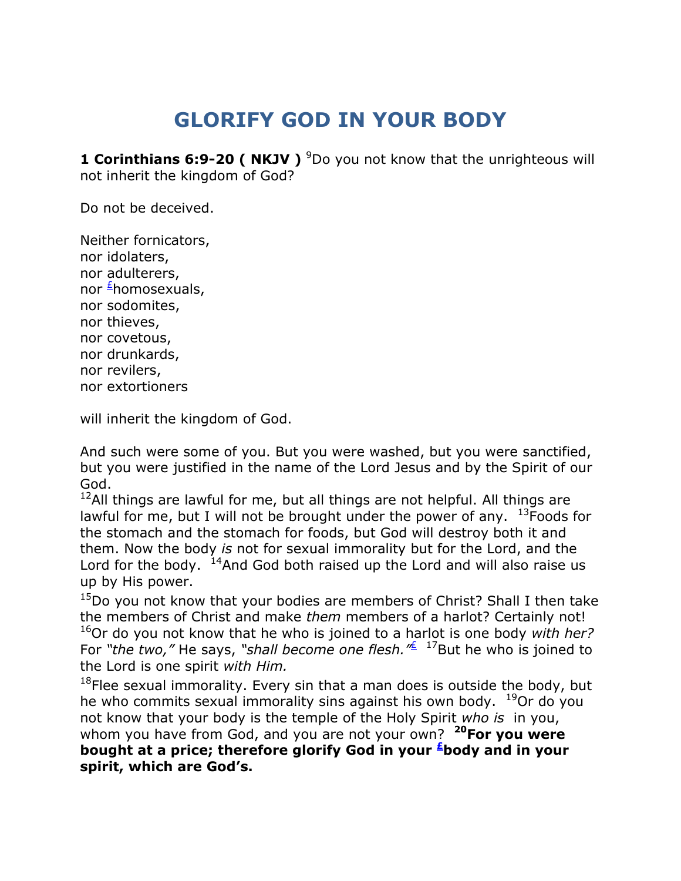# GLORIFY GOD IN YOUR BODY

**1 Corinthians 6:9-20 ( NKJV )** [9]Do you not know that the unrighteous will not inherit the kingdom of God?

Do not be deceived.

Neither fornicators,
nor idolaters,
nor adulterers,
nor [£]homosexuals,
nor sodomites,
nor thieves,
nor covetous,
nor drunkards,
nor revilers,
nor extortioners

will inherit the kingdom of God.

And such were some of you. But you were washed, but you were sanctified, but you were justified in the name of the Lord Jesus and by the Spirit of our God.
[12]All things are lawful for me, but all things are not helpful. All things are lawful for me, but I will not be brought under the power of any. [13]Foods for the stomach and the stomach for foods, but God will destroy both it and them. Now the body *is* not for sexual immorality but for the Lord, and the Lord for the body. [14]And God both raised up the Lord and will also raise us up by His power.
[15]Do you not know that your bodies are members of Christ? Shall I then take the members of Christ and make *them* members of a harlot? Certainly not! [16]Or do you not know that he who is joined to a harlot is one body *with her?* For *"the two,"* He says, *"shall become one flesh."*[£] [17]But he who is joined to the Lord is one spirit *with Him.*
[18]Flee sexual immorality. Every sin that a man does is outside the body, but he who commits sexual immorality sins against his own body. [19]Or do you not know that your body is the temple of the Holy Spirit *who is* in you, whom you have from God, and you are not your own? **[20]For you were bought at a price; therefore glorify God in your [£]body and in your spirit, which are God's.**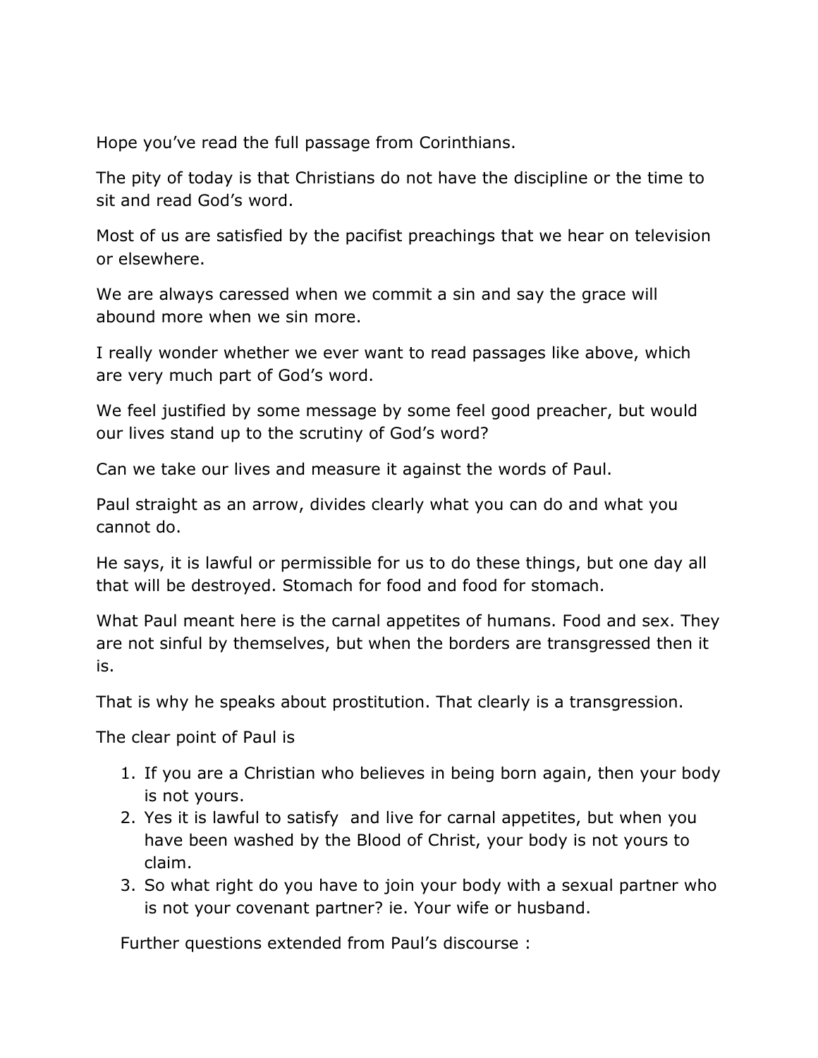Hope you've read the full passage from Corinthians.

The pity of today is that Christians do not have the discipline or the time to sit and read God's word.

Most of us are satisfied by the pacifist preachings that we hear on television or elsewhere.

We are always caressed when we commit a sin and say the grace will abound more when we sin more.

I really wonder whether we ever want to read passages like above, which are very much part of God's word.

We feel justified by some message by some feel good preacher, but would our lives stand up to the scrutiny of God's word?

Can we take our lives and measure it against the words of Paul.

Paul straight as an arrow, divides clearly what you can do and what you cannot do.

He says, it is lawful or permissible for us to do these things, but one day all that will be destroyed. Stomach for food and food for stomach.

What Paul meant here is the carnal appetites of humans. Food and sex. They are not sinful by themselves, but when the borders are transgressed then it is.

That is why he speaks about prostitution. That clearly is a transgression.

The clear point of Paul is

1. If you are a Christian who believes in being born again, then your body is not yours.
2. Yes it is lawful to satisfy and live for carnal appetites, but when you have been washed by the Blood of Christ, your body is not yours to claim.
3. So what right do you have to join your body with a sexual partner who is not your covenant partner? ie. Your wife or husband.

Further questions extended from Paul's discourse :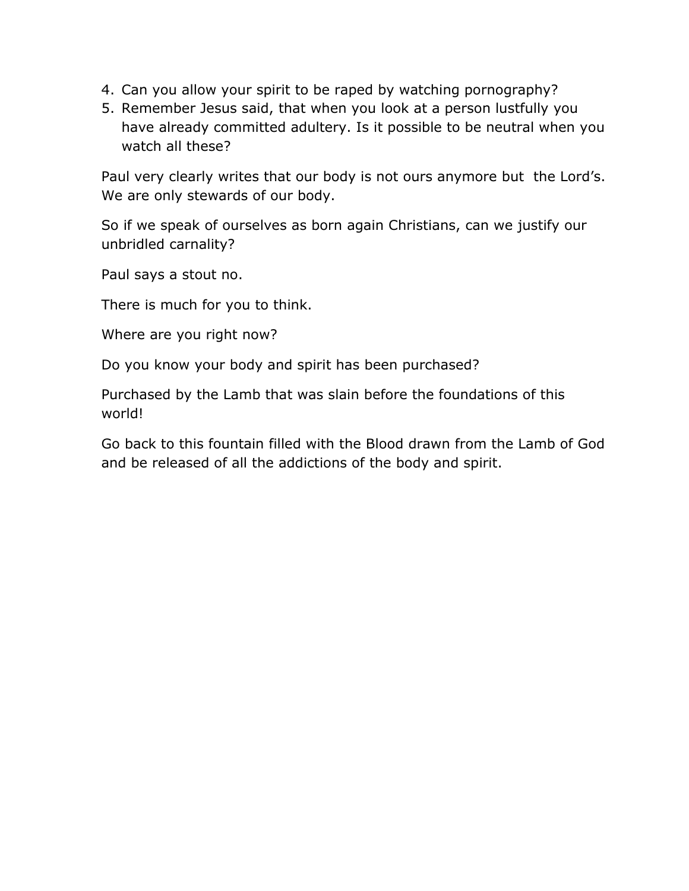4. Can you allow your spirit to be raped by watching pornography?
5. Remember Jesus said, that when you look at a person lustfully you have already committed adultery. Is it possible to be neutral when you watch all these?

Paul very clearly writes that our body is not ours anymore but the Lord's. We are only stewards of our body.

So if we speak of ourselves as born again Christians, can we justify our unbridled carnality?

Paul says a stout no.

There is much for you to think.

Where are you right now?

Do you know your body and spirit has been purchased?

Purchased by the Lamb that was slain before the foundations of this world!

Go back to this fountain filled with the Blood drawn from the Lamb of God and be released of all the addictions of the body and spirit.